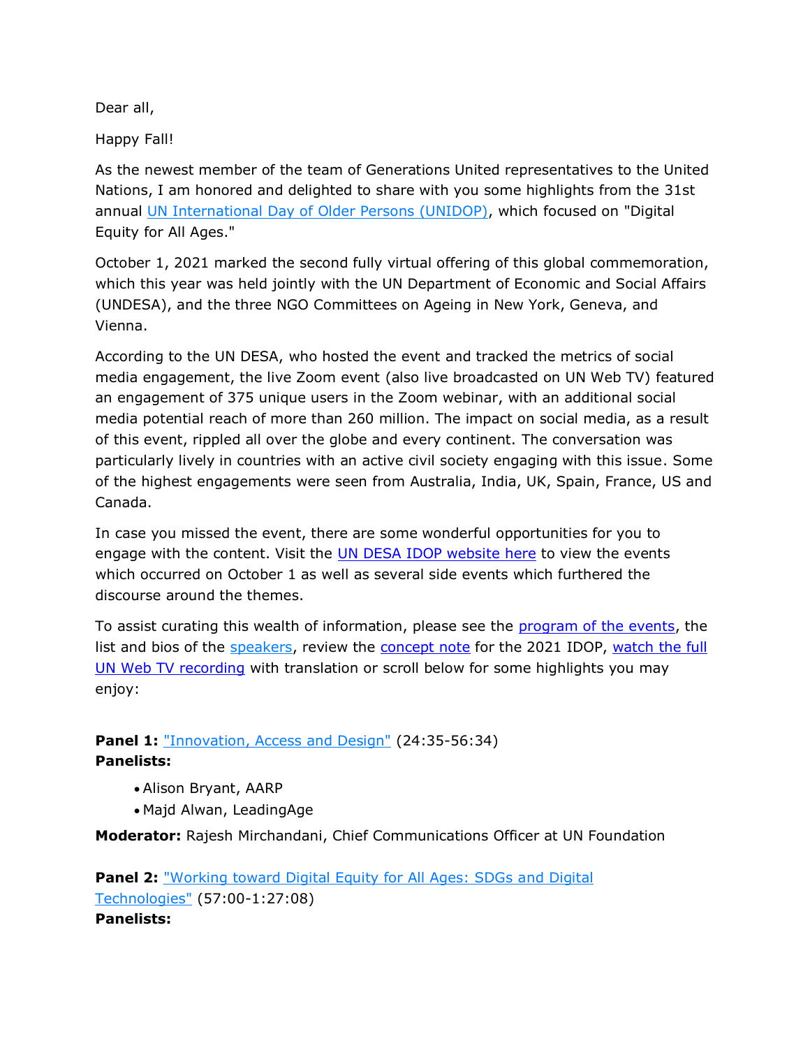Dear all,

Happy Fall!

As the newest member of the team of Generations United representatives to the United Nations, I am honored and delighted to share with you some highlights from the 31st annual UN International Day of Older Persons (UNIDOP), which focused on "Digital Equity for All Ages."

October 1, 2021 marked the second fully virtual offering of this global commemoration, which this year was held jointly with the UN Department of Economic and Social Affairs (UNDESA), and the three NGO Committees on Ageing in New York, Geneva, and Vienna.

According to the UN DESA, who hosted the event and tracked the metrics of social media engagement, the live Zoom event (also live broadcasted on UN Web TV) featured an engagement of 375 unique users in the Zoom webinar, with an additional social media potential reach of more than 260 million. The impact on social media, as a result of this event, rippled all over the globe and every continent. The conversation was particularly lively in countries with an active civil society engaging with this issue. Some of the highest engagements were seen from Australia, India, UK, Spain, France, US and Canada.

In case you missed the event, there are some wonderful opportunities for you to engage with the content. Visit the UN DESA IDOP website here to view the events which occurred on October 1 as well as several side events which furthered the discourse around the themes.

To assist curating this wealth of information, please see the program of the events, the list and bios of the speakers, review the concept note for the 2021 IDOP, watch the full UN Web TV recording with translation or scroll below for some highlights you may enjoy:

**Panel 1:** "Innovation, Access and Design" (24:35-56:34)
**Panelists:**

- Alison Bryant, AARP
- Majd Alwan, LeadingAge

**Moderator:** Rajesh Mirchandani, Chief Communications Officer at UN Foundation

**Panel 2:** "Working toward Digital Equity for All Ages: SDGs and Digital Technologies" (57:00-1:27:08)
**Panelists:**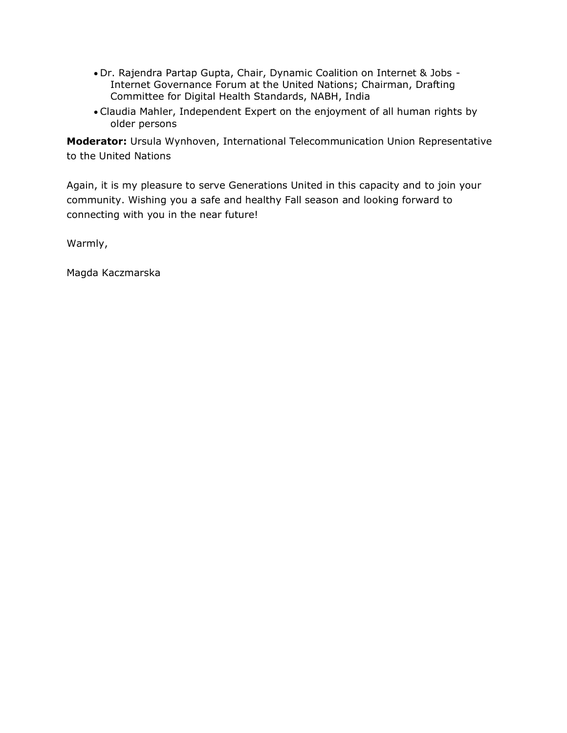- Dr. Rajendra Partap Gupta, Chair, Dynamic Coalition on Internet & Jobs - Internet Governance Forum at the United Nations; Chairman, Drafting Committee for Digital Health Standards, NABH, India
- Claudia Mahler, Independent Expert on the enjoyment of all human rights by older persons

**Moderator:** Ursula Wynhoven, International Telecommunication Union Representative to the United Nations

Again, it is my pleasure to serve Generations United in this capacity and to join your community. Wishing you a safe and healthy Fall season and looking forward to connecting with you in the near future!

Warmly,

Magda Kaczmarska